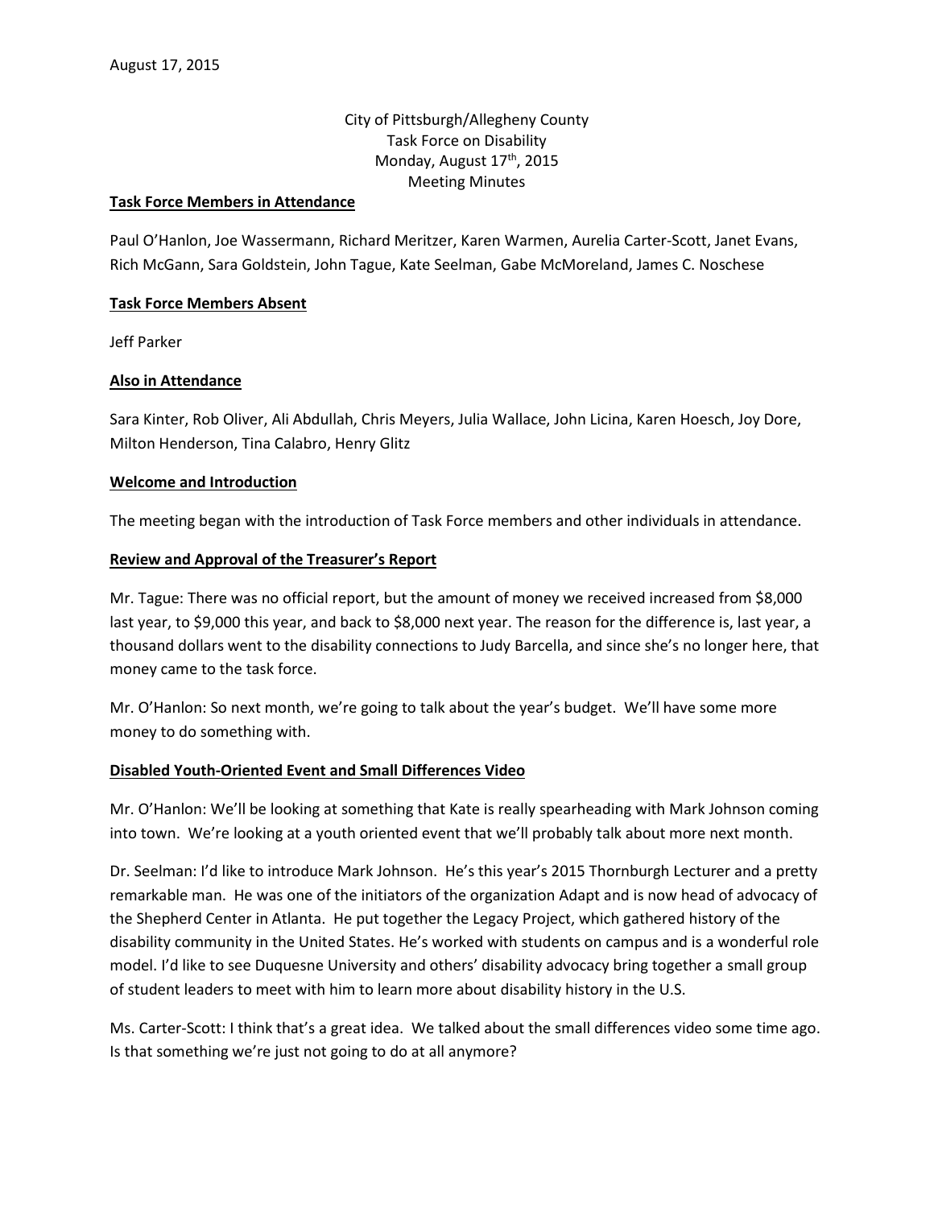August 17, 2015

City of Pittsburgh/Allegheny County
Task Force on Disability
Monday, August 17th, 2015
Meeting Minutes

**Task Force Members in Attendance**

Paul O'Hanlon, Joe Wassermann, Richard Meritzer, Karen Warmen, Aurelia Carter-Scott, Janet Evans, Rich McGann, Sara Goldstein, John Tague, Kate Seelman, Gabe McMoreland, James C. Noschese

**Task Force Members Absent**

Jeff Parker

**Also in Attendance**

Sara Kinter, Rob Oliver, Ali Abdullah, Chris Meyers, Julia Wallace, John Licina, Karen Hoesch, Joy Dore, Milton Henderson, Tina Calabro, Henry Glitz

**Welcome and Introduction**

The meeting began with the introduction of Task Force members and other individuals in attendance.

**Review and Approval of the Treasurer's Report**

Mr. Tague: There was no official report, but the amount of money we received increased from $8,000 last year, to $9,000 this year, and back to $8,000 next year. The reason for the difference is, last year, a thousand dollars went to the disability connections to Judy Barcella, and since she's no longer here, that money came to the task force.

Mr. O'Hanlon: So next month, we're going to talk about the year's budget. We'll have some more money to do something with.

**Disabled Youth-Oriented Event and Small Differences Video**

Mr. O'Hanlon: We'll be looking at something that Kate is really spearheading with Mark Johnson coming into town. We're looking at a youth oriented event that we'll probably talk about more next month.

Dr. Seelman: I'd like to introduce Mark Johnson. He's this year's 2015 Thornburgh Lecturer and a pretty remarkable man. He was one of the initiators of the organization Adapt and is now head of advocacy of the Shepherd Center in Atlanta. He put together the Legacy Project, which gathered history of the disability community in the United States. He's worked with students on campus and is a wonderful role model. I'd like to see Duquesne University and others' disability advocacy bring together a small group of student leaders to meet with him to learn more about disability history in the U.S.

Ms. Carter-Scott: I think that's a great idea. We talked about the small differences video some time ago. Is that something we're just not going to do at all anymore?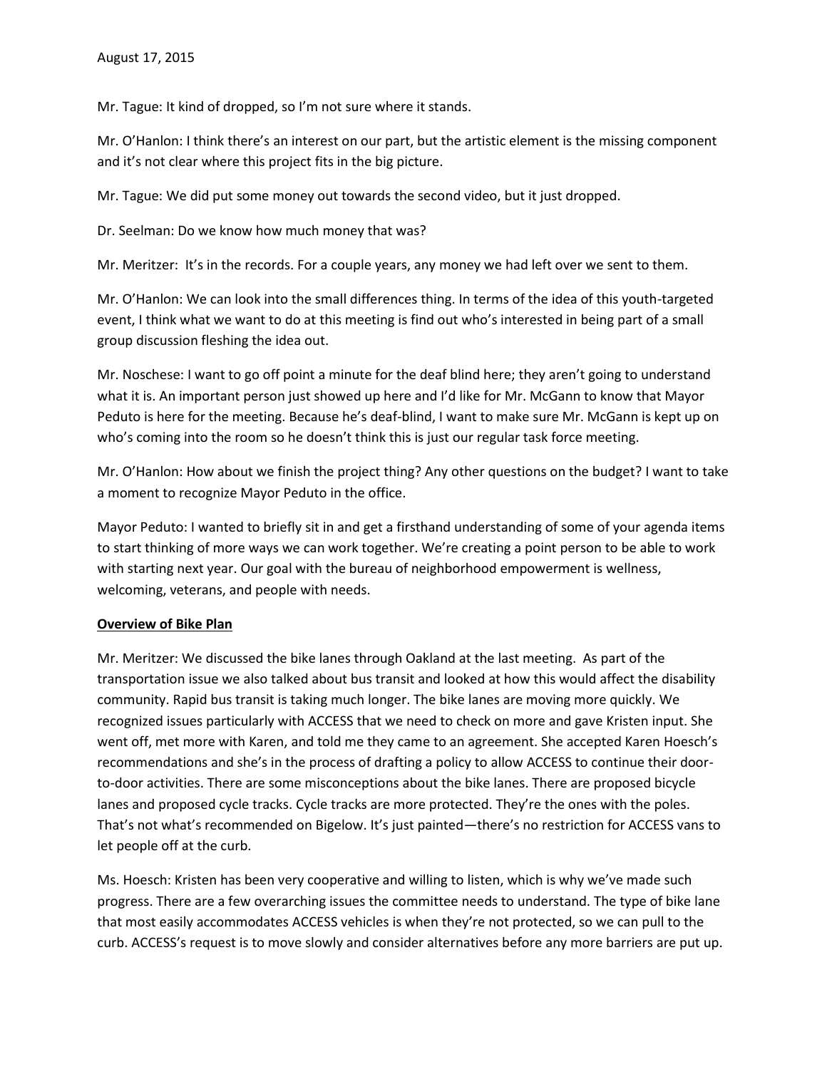Mr. Tague: It kind of dropped, so I'm not sure where it stands.

Mr. O'Hanlon: I think there's an interest on our part, but the artistic element is the missing component and it's not clear where this project fits in the big picture.

Mr. Tague: We did put some money out towards the second video, but it just dropped.

Dr. Seelman: Do we know how much money that was?

Mr. Meritzer: It's in the records. For a couple years, any money we had left over we sent to them.

Mr. O'Hanlon: We can look into the small differences thing. In terms of the idea of this youth-targeted event, I think what we want to do at this meeting is find out who's interested in being part of a small group discussion fleshing the idea out.

Mr. Noschese: I want to go off point a minute for the deaf blind here; they aren't going to understand what it is. An important person just showed up here and I'd like for Mr. McGann to know that Mayor Peduto is here for the meeting. Because he's deaf-blind, I want to make sure Mr. McGann is kept up on who's coming into the room so he doesn't think this is just our regular task force meeting.

Mr. O'Hanlon: How about we finish the project thing? Any other questions on the budget? I want to take a moment to recognize Mayor Peduto in the office.

Mayor Peduto: I wanted to briefly sit in and get a firsthand understanding of some of your agenda items to start thinking of more ways we can work together. We're creating a point person to be able to work with starting next year. Our goal with the bureau of neighborhood empowerment is wellness, welcoming, veterans, and people with needs.

**Overview of Bike Plan**

Mr. Meritzer: We discussed the bike lanes through Oakland at the last meeting. As part of the transportation issue we also talked about bus transit and looked at how this would affect the disability community. Rapid bus transit is taking much longer. The bike lanes are moving more quickly. We recognized issues particularly with ACCESS that we need to check on more and gave Kristen input. She went off, met more with Karen, and told me they came to an agreement. She accepted Karen Hoesch's recommendations and she's in the process of drafting a policy to allow ACCESS to continue their door-to-door activities. There are some misconceptions about the bike lanes. There are proposed bicycle lanes and proposed cycle tracks. Cycle tracks are more protected. They're the ones with the poles. That's not what's recommended on Bigelow. It's just painted—there's no restriction for ACCESS vans to let people off at the curb.

Ms. Hoesch: Kristen has been very cooperative and willing to listen, which is why we've made such progress. There are a few overarching issues the committee needs to understand. The type of bike lane that most easily accommodates ACCESS vehicles is when they're not protected, so we can pull to the curb. ACCESS's request is to move slowly and consider alternatives before any more barriers are put up.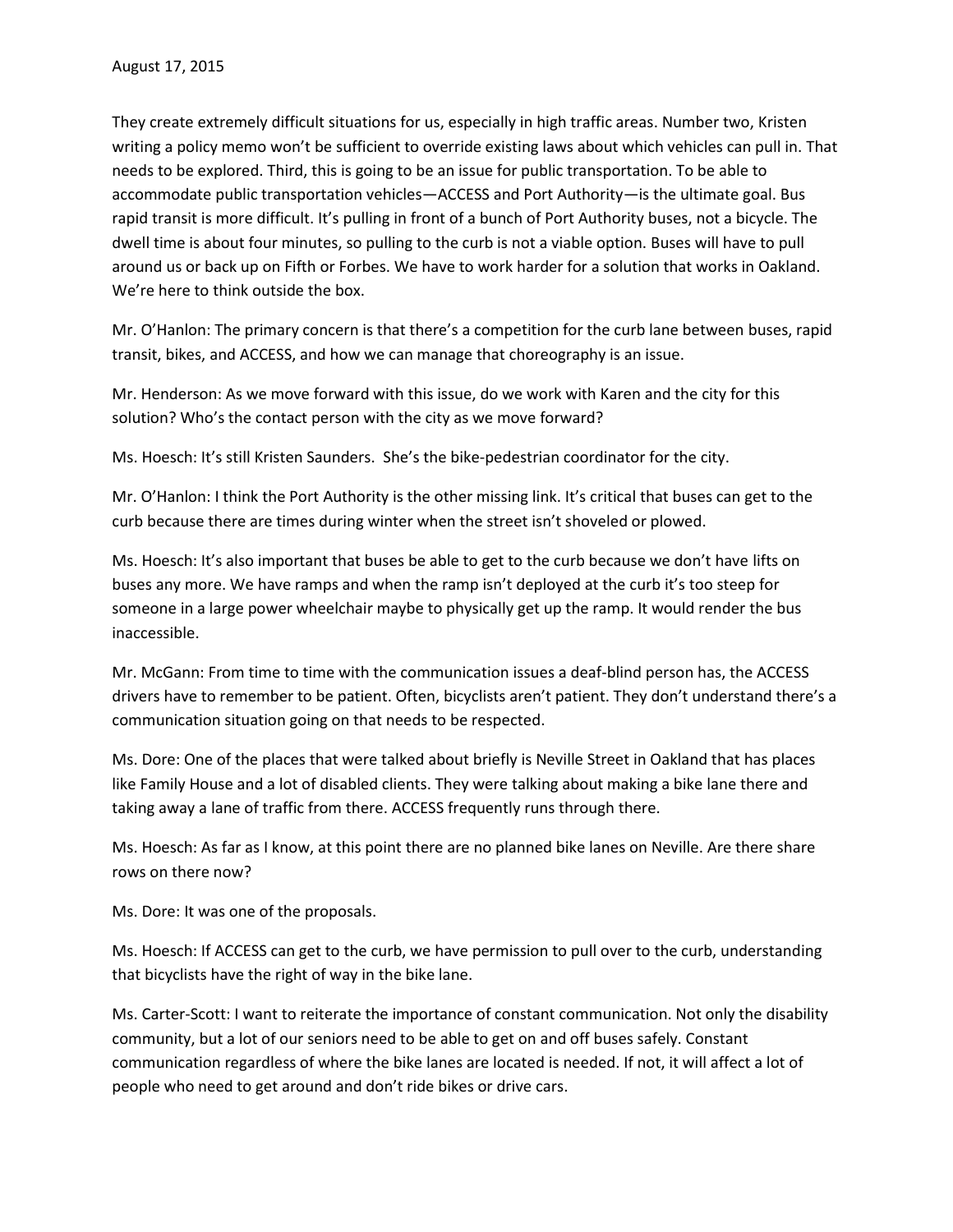They create extremely difficult situations for us, especially in high traffic areas. Number two, Kristen writing a policy memo won't be sufficient to override existing laws about which vehicles can pull in. That needs to be explored. Third, this is going to be an issue for public transportation. To be able to accommodate public transportation vehicles—ACCESS and Port Authority—is the ultimate goal. Bus rapid transit is more difficult. It's pulling in front of a bunch of Port Authority buses, not a bicycle. The dwell time is about four minutes, so pulling to the curb is not a viable option. Buses will have to pull around us or back up on Fifth or Forbes. We have to work harder for a solution that works in Oakland. We're here to think outside the box.

Mr. O'Hanlon: The primary concern is that there's a competition for the curb lane between buses, rapid transit, bikes, and ACCESS, and how we can manage that choreography is an issue.

Mr. Henderson: As we move forward with this issue, do we work with Karen and the city for this solution? Who's the contact person with the city as we move forward?

Ms. Hoesch: It's still Kristen Saunders. She's the bike-pedestrian coordinator for the city.

Mr. O'Hanlon: I think the Port Authority is the other missing link. It's critical that buses can get to the curb because there are times during winter when the street isn't shoveled or plowed.

Ms. Hoesch: It's also important that buses be able to get to the curb because we don't have lifts on buses any more. We have ramps and when the ramp isn't deployed at the curb it's too steep for someone in a large power wheelchair maybe to physically get up the ramp. It would render the bus inaccessible.

Mr. McGann: From time to time with the communication issues a deaf-blind person has, the ACCESS drivers have to remember to be patient. Often, bicyclists aren't patient. They don't understand there's a communication situation going on that needs to be respected.

Ms. Dore: One of the places that were talked about briefly is Neville Street in Oakland that has places like Family House and a lot of disabled clients. They were talking about making a bike lane there and taking away a lane of traffic from there. ACCESS frequently runs through there.

Ms. Hoesch: As far as I know, at this point there are no planned bike lanes on Neville. Are there share rows on there now?

Ms. Dore: It was one of the proposals.

Ms. Hoesch: If ACCESS can get to the curb, we have permission to pull over to the curb, understanding that bicyclists have the right of way in the bike lane.

Ms. Carter-Scott: I want to reiterate the importance of constant communication. Not only the disability community, but a lot of our seniors need to be able to get on and off buses safely. Constant communication regardless of where the bike lanes are located is needed. If not, it will affect a lot of people who need to get around and don't ride bikes or drive cars.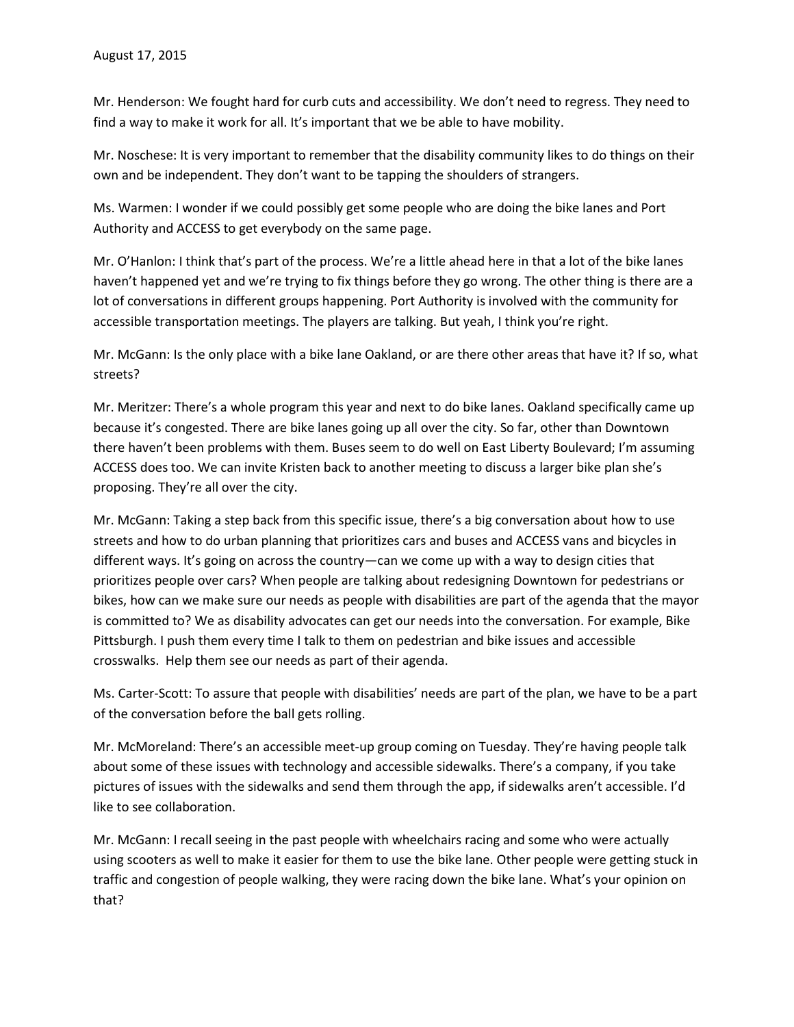Mr. Henderson: We fought hard for curb cuts and accessibility. We don't need to regress. They need to find a way to make it work for all. It's important that we be able to have mobility.

Mr. Noschese: It is very important to remember that the disability community likes to do things on their own and be independent. They don't want to be tapping the shoulders of strangers.

Ms. Warmen: I wonder if we could possibly get some people who are doing the bike lanes and Port Authority and ACCESS to get everybody on the same page.

Mr. O'Hanlon: I think that's part of the process. We're a little ahead here in that a lot of the bike lanes haven't happened yet and we're trying to fix things before they go wrong. The other thing is there are a lot of conversations in different groups happening. Port Authority is involved with the community for accessible transportation meetings. The players are talking. But yeah, I think you're right.

Mr. McGann: Is the only place with a bike lane Oakland, or are there other areas that have it? If so, what streets?

Mr. Meritzer: There's a whole program this year and next to do bike lanes. Oakland specifically came up because it's congested. There are bike lanes going up all over the city. So far, other than Downtown there haven't been problems with them. Buses seem to do well on East Liberty Boulevard; I'm assuming ACCESS does too. We can invite Kristen back to another meeting to discuss a larger bike plan she's proposing. They're all over the city.

Mr. McGann: Taking a step back from this specific issue, there's a big conversation about how to use streets and how to do urban planning that prioritizes cars and buses and ACCESS vans and bicycles in different ways. It's going on across the country—can we come up with a way to design cities that prioritizes people over cars? When people are talking about redesigning Downtown for pedestrians or bikes, how can we make sure our needs as people with disabilities are part of the agenda that the mayor is committed to? We as disability advocates can get our needs into the conversation. For example, Bike Pittsburgh. I push them every time I talk to them on pedestrian and bike issues and accessible crosswalks. Help them see our needs as part of their agenda.

Ms. Carter-Scott: To assure that people with disabilities' needs are part of the plan, we have to be a part of the conversation before the ball gets rolling.

Mr. McMoreland: There's an accessible meet-up group coming on Tuesday. They're having people talk about some of these issues with technology and accessible sidewalks. There's a company, if you take pictures of issues with the sidewalks and send them through the app, if sidewalks aren't accessible. I'd like to see collaboration.

Mr. McGann: I recall seeing in the past people with wheelchairs racing and some who were actually using scooters as well to make it easier for them to use the bike lane. Other people were getting stuck in traffic and congestion of people walking, they were racing down the bike lane. What's your opinion on that?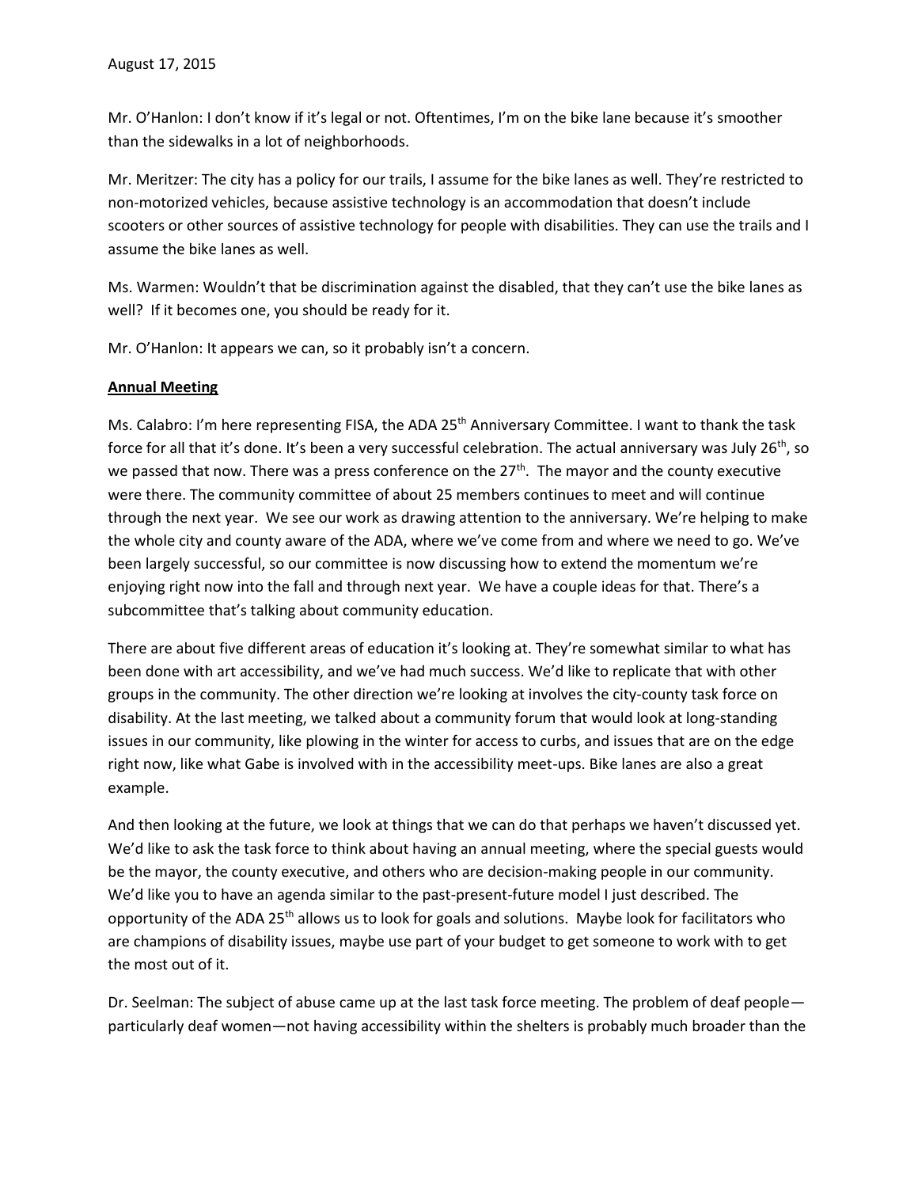Mr. O'Hanlon: I don't know if it's legal or not. Oftentimes, I'm on the bike lane because it's smoother than the sidewalks in a lot of neighborhoods.

Mr. Meritzer: The city has a policy for our trails, I assume for the bike lanes as well. They're restricted to non-motorized vehicles, because assistive technology is an accommodation that doesn't include scooters or other sources of assistive technology for people with disabilities. They can use the trails and I assume the bike lanes as well.

Ms. Warmen: Wouldn't that be discrimination against the disabled, that they can't use the bike lanes as well? If it becomes one, you should be ready for it.

Mr. O'Hanlon: It appears we can, so it probably isn't a concern.

**Annual Meeting**

Ms. Calabro: I'm here representing FISA, the ADA 25th Anniversary Committee. I want to thank the task force for all that it's done. It's been a very successful celebration. The actual anniversary was July 26th, so we passed that now. There was a press conference on the 27th. The mayor and the county executive were there. The community committee of about 25 members continues to meet and will continue through the next year. We see our work as drawing attention to the anniversary. We're helping to make the whole city and county aware of the ADA, where we've come from and where we need to go. We've been largely successful, so our committee is now discussing how to extend the momentum we're enjoying right now into the fall and through next year. We have a couple ideas for that. There's a subcommittee that's talking about community education.

There are about five different areas of education it's looking at. They're somewhat similar to what has been done with art accessibility, and we've had much success. We'd like to replicate that with other groups in the community. The other direction we're looking at involves the city-county task force on disability. At the last meeting, we talked about a community forum that would look at long-standing issues in our community, like plowing in the winter for access to curbs, and issues that are on the edge right now, like what Gabe is involved with in the accessibility meet-ups. Bike lanes are also a great example.

And then looking at the future, we look at things that we can do that perhaps we haven't discussed yet. We'd like to ask the task force to think about having an annual meeting, where the special guests would be the mayor, the county executive, and others who are decision-making people in our community. We'd like you to have an agenda similar to the past-present-future model I just described. The opportunity of the ADA 25th allows us to look for goals and solutions. Maybe look for facilitators who are champions of disability issues, maybe use part of your budget to get someone to work with to get the most out of it.

Dr. Seelman: The subject of abuse came up at the last task force meeting. The problem of deaf people—particularly deaf women—not having accessibility within the shelters is probably much broader than the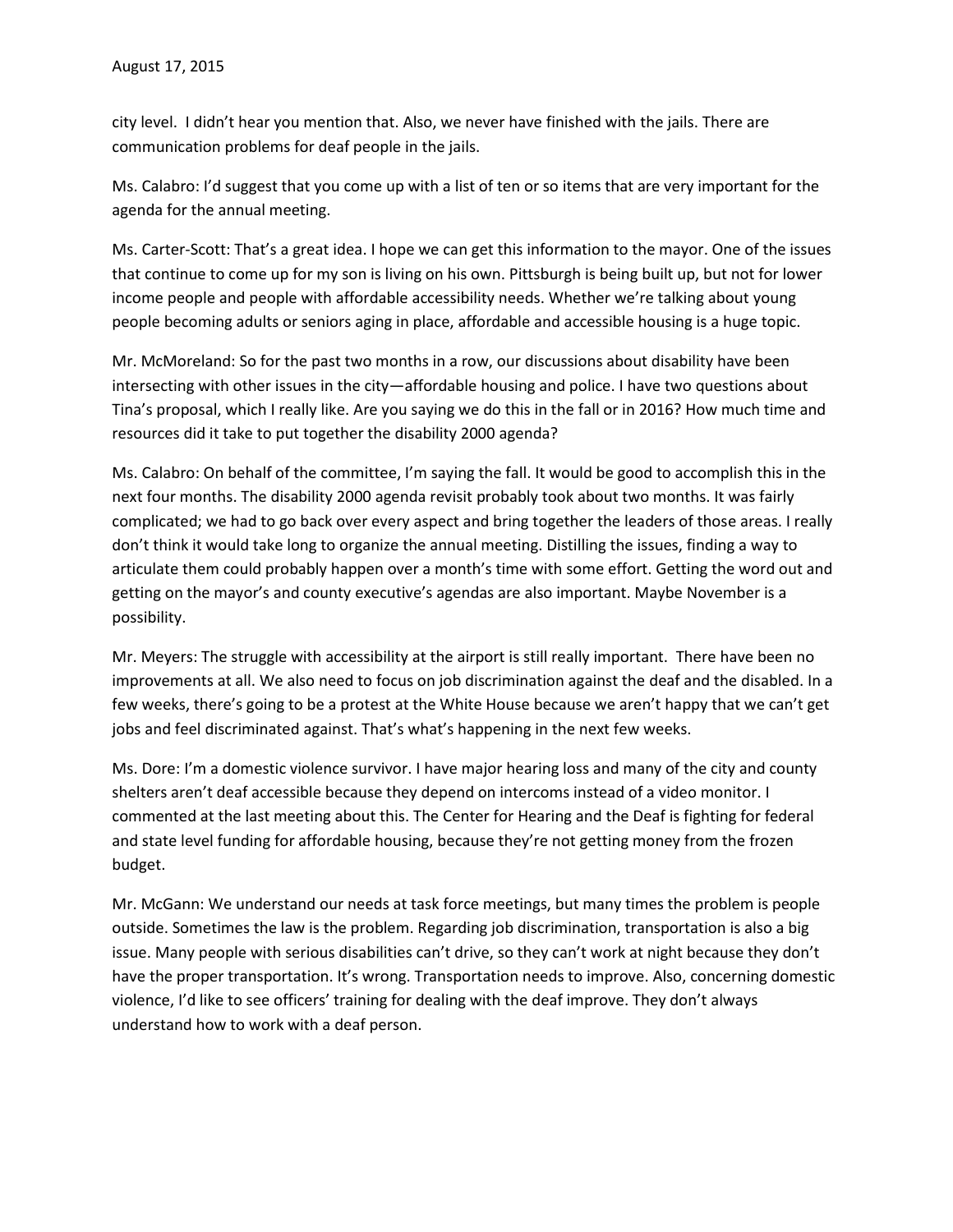city level. I didn't hear you mention that. Also, we never have finished with the jails. There are communication problems for deaf people in the jails.

Ms. Calabro: I'd suggest that you come up with a list of ten or so items that are very important for the agenda for the annual meeting.

Ms. Carter-Scott: That's a great idea. I hope we can get this information to the mayor. One of the issues that continue to come up for my son is living on his own. Pittsburgh is being built up, but not for lower income people and people with affordable accessibility needs. Whether we're talking about young people becoming adults or seniors aging in place, affordable and accessible housing is a huge topic.

Mr. McMoreland: So for the past two months in a row, our discussions about disability have been intersecting with other issues in the city—affordable housing and police. I have two questions about Tina's proposal, which I really like. Are you saying we do this in the fall or in 2016? How much time and resources did it take to put together the disability 2000 agenda?

Ms. Calabro: On behalf of the committee, I'm saying the fall. It would be good to accomplish this in the next four months. The disability 2000 agenda revisit probably took about two months. It was fairly complicated; we had to go back over every aspect and bring together the leaders of those areas. I really don't think it would take long to organize the annual meeting. Distilling the issues, finding a way to articulate them could probably happen over a month's time with some effort. Getting the word out and getting on the mayor's and county executive's agendas are also important. Maybe November is a possibility.

Mr. Meyers: The struggle with accessibility at the airport is still really important. There have been no improvements at all. We also need to focus on job discrimination against the deaf and the disabled. In a few weeks, there's going to be a protest at the White House because we aren't happy that we can't get jobs and feel discriminated against. That's what's happening in the next few weeks.

Ms. Dore: I'm a domestic violence survivor. I have major hearing loss and many of the city and county shelters aren't deaf accessible because they depend on intercoms instead of a video monitor. I commented at the last meeting about this. The Center for Hearing and the Deaf is fighting for federal and state level funding for affordable housing, because they're not getting money from the frozen budget.

Mr. McGann: We understand our needs at task force meetings, but many times the problem is people outside. Sometimes the law is the problem. Regarding job discrimination, transportation is also a big issue. Many people with serious disabilities can't drive, so they can't work at night because they don't have the proper transportation. It's wrong. Transportation needs to improve. Also, concerning domestic violence, I'd like to see officers' training for dealing with the deaf improve. They don't always understand how to work with a deaf person.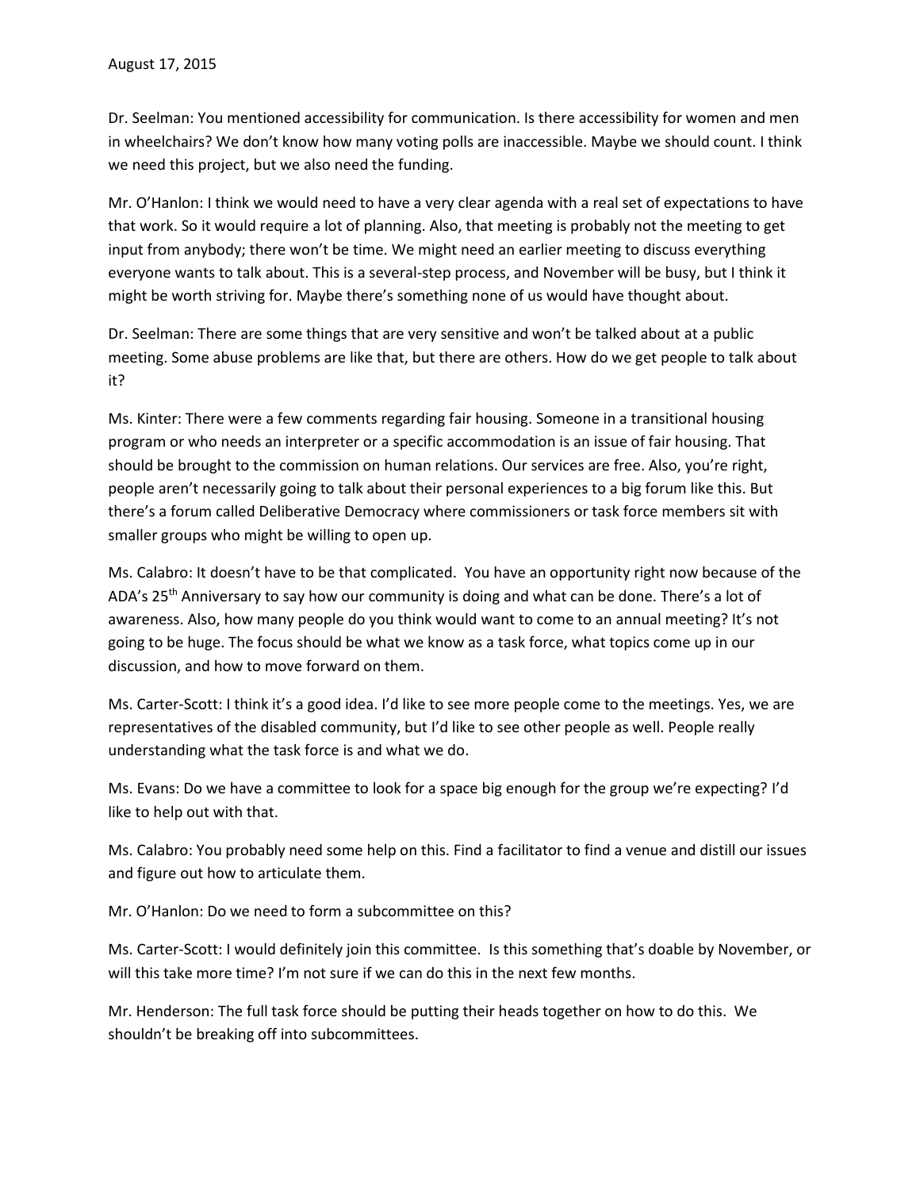Dr. Seelman: You mentioned accessibility for communication. Is there accessibility for women and men in wheelchairs? We don't know how many voting polls are inaccessible. Maybe we should count. I think we need this project, but we also need the funding.

Mr. O'Hanlon: I think we would need to have a very clear agenda with a real set of expectations to have that work. So it would require a lot of planning. Also, that meeting is probably not the meeting to get input from anybody; there won't be time. We might need an earlier meeting to discuss everything everyone wants to talk about. This is a several-step process, and November will be busy, but I think it might be worth striving for. Maybe there's something none of us would have thought about.

Dr. Seelman: There are some things that are very sensitive and won't be talked about at a public meeting. Some abuse problems are like that, but there are others. How do we get people to talk about it?

Ms. Kinter: There were a few comments regarding fair housing. Someone in a transitional housing program or who needs an interpreter or a specific accommodation is an issue of fair housing. That should be brought to the commission on human relations. Our services are free. Also, you're right, people aren't necessarily going to talk about their personal experiences to a big forum like this. But there's a forum called Deliberative Democracy where commissioners or task force members sit with smaller groups who might be willing to open up.

Ms. Calabro: It doesn't have to be that complicated. You have an opportunity right now because of the ADA's 25th Anniversary to say how our community is doing and what can be done. There's a lot of awareness. Also, how many people do you think would want to come to an annual meeting? It's not going to be huge. The focus should be what we know as a task force, what topics come up in our discussion, and how to move forward on them.

Ms. Carter-Scott: I think it's a good idea. I'd like to see more people come to the meetings. Yes, we are representatives of the disabled community, but I'd like to see other people as well. People really understanding what the task force is and what we do.

Ms. Evans: Do we have a committee to look for a space big enough for the group we're expecting? I'd like to help out with that.

Ms. Calabro: You probably need some help on this. Find a facilitator to find a venue and distill our issues and figure out how to articulate them.

Mr. O'Hanlon: Do we need to form a subcommittee on this?

Ms. Carter-Scott: I would definitely join this committee. Is this something that's doable by November, or will this take more time? I'm not sure if we can do this in the next few months.

Mr. Henderson: The full task force should be putting their heads together on how to do this. We shouldn't be breaking off into subcommittees.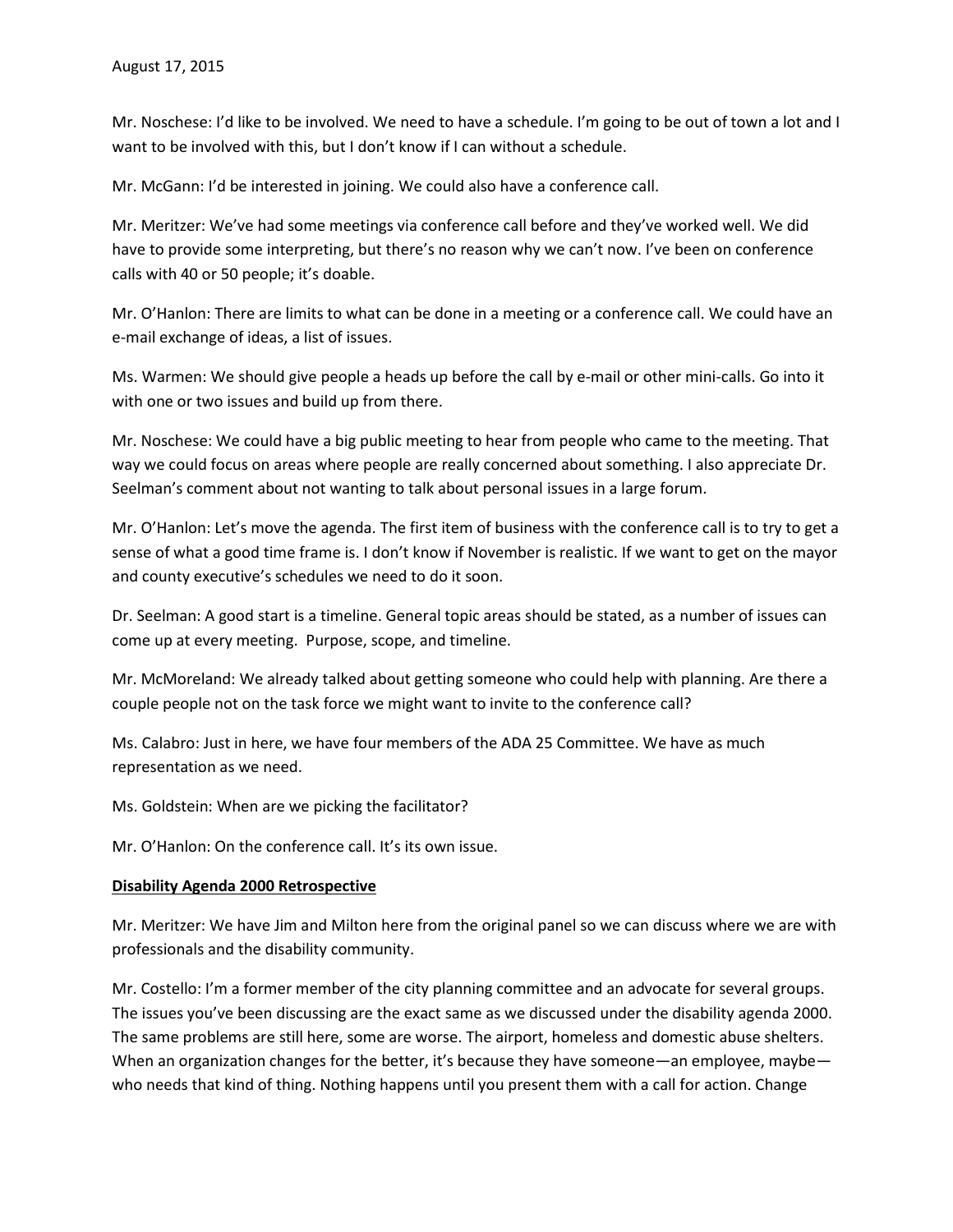Mr. Noschese: I'd like to be involved. We need to have a schedule. I'm going to be out of town a lot and I want to be involved with this, but I don't know if I can without a schedule.

Mr. McGann: I'd be interested in joining. We could also have a conference call.

Mr. Meritzer: We've had some meetings via conference call before and they've worked well. We did have to provide some interpreting, but there's no reason why we can't now. I've been on conference calls with 40 or 50 people; it's doable.

Mr. O'Hanlon: There are limits to what can be done in a meeting or a conference call. We could have an e-mail exchange of ideas, a list of issues.

Ms. Warmen: We should give people a heads up before the call by e-mail or other mini-calls. Go into it with one or two issues and build up from there.

Mr. Noschese: We could have a big public meeting to hear from people who came to the meeting. That way we could focus on areas where people are really concerned about something. I also appreciate Dr. Seelman's comment about not wanting to talk about personal issues in a large forum.

Mr. O'Hanlon: Let's move the agenda. The first item of business with the conference call is to try to get a sense of what a good time frame is. I don't know if November is realistic. If we want to get on the mayor and county executive's schedules we need to do it soon.

Dr. Seelman: A good start is a timeline. General topic areas should be stated, as a number of issues can come up at every meeting. Purpose, scope, and timeline.

Mr. McMoreland: We already talked about getting someone who could help with planning. Are there a couple people not on the task force we might want to invite to the conference call?

Ms. Calabro: Just in here, we have four members of the ADA 25 Committee. We have as much representation as we need.

Ms. Goldstein: When are we picking the facilitator?

Mr. O'Hanlon: On the conference call. It's its own issue.

**Disability Agenda 2000 Retrospective**

Mr. Meritzer: We have Jim and Milton here from the original panel so we can discuss where we are with professionals and the disability community.

Mr. Costello: I'm a former member of the city planning committee and an advocate for several groups. The issues you've been discussing are the exact same as we discussed under the disability agenda 2000. The same problems are still here, some are worse. The airport, homeless and domestic abuse shelters. When an organization changes for the better, it's because they have someone—an employee, maybe—who needs that kind of thing. Nothing happens until you present them with a call for action. Change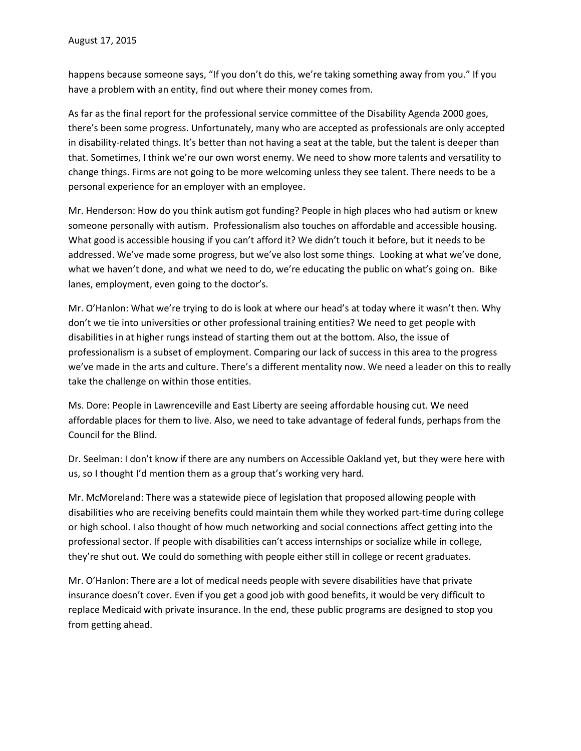happens because someone says, "If you don't do this, we're taking something away from you." If you have a problem with an entity, find out where their money comes from.

As far as the final report for the professional service committee of the Disability Agenda 2000 goes, there's been some progress. Unfortunately, many who are accepted as professionals are only accepted in disability-related things. It's better than not having a seat at the table, but the talent is deeper than that. Sometimes, I think we're our own worst enemy. We need to show more talents and versatility to change things. Firms are not going to be more welcoming unless they see talent. There needs to be a personal experience for an employer with an employee.

Mr. Henderson: How do you think autism got funding? People in high places who had autism or knew someone personally with autism. Professionalism also touches on affordable and accessible housing. What good is accessible housing if you can't afford it? We didn't touch it before, but it needs to be addressed. We've made some progress, but we've also lost some things. Looking at what we've done, what we haven't done, and what we need to do, we're educating the public on what's going on. Bike lanes, employment, even going to the doctor's.

Mr. O'Hanlon: What we're trying to do is look at where our head's at today where it wasn't then. Why don't we tie into universities or other professional training entities? We need to get people with disabilities in at higher rungs instead of starting them out at the bottom. Also, the issue of professionalism is a subset of employment. Comparing our lack of success in this area to the progress we've made in the arts and culture. There's a different mentality now. We need a leader on this to really take the challenge on within those entities.

Ms. Dore: People in Lawrenceville and East Liberty are seeing affordable housing cut. We need affordable places for them to live. Also, we need to take advantage of federal funds, perhaps from the Council for the Blind.

Dr. Seelman: I don't know if there are any numbers on Accessible Oakland yet, but they were here with us, so I thought I'd mention them as a group that's working very hard.

Mr. McMoreland: There was a statewide piece of legislation that proposed allowing people with disabilities who are receiving benefits could maintain them while they worked part-time during college or high school. I also thought of how much networking and social connections affect getting into the professional sector. If people with disabilities can't access internships or socialize while in college, they're shut out. We could do something with people either still in college or recent graduates.

Mr. O'Hanlon: There are a lot of medical needs people with severe disabilities have that private insurance doesn't cover. Even if you get a good job with good benefits, it would be very difficult to replace Medicaid with private insurance. In the end, these public programs are designed to stop you from getting ahead.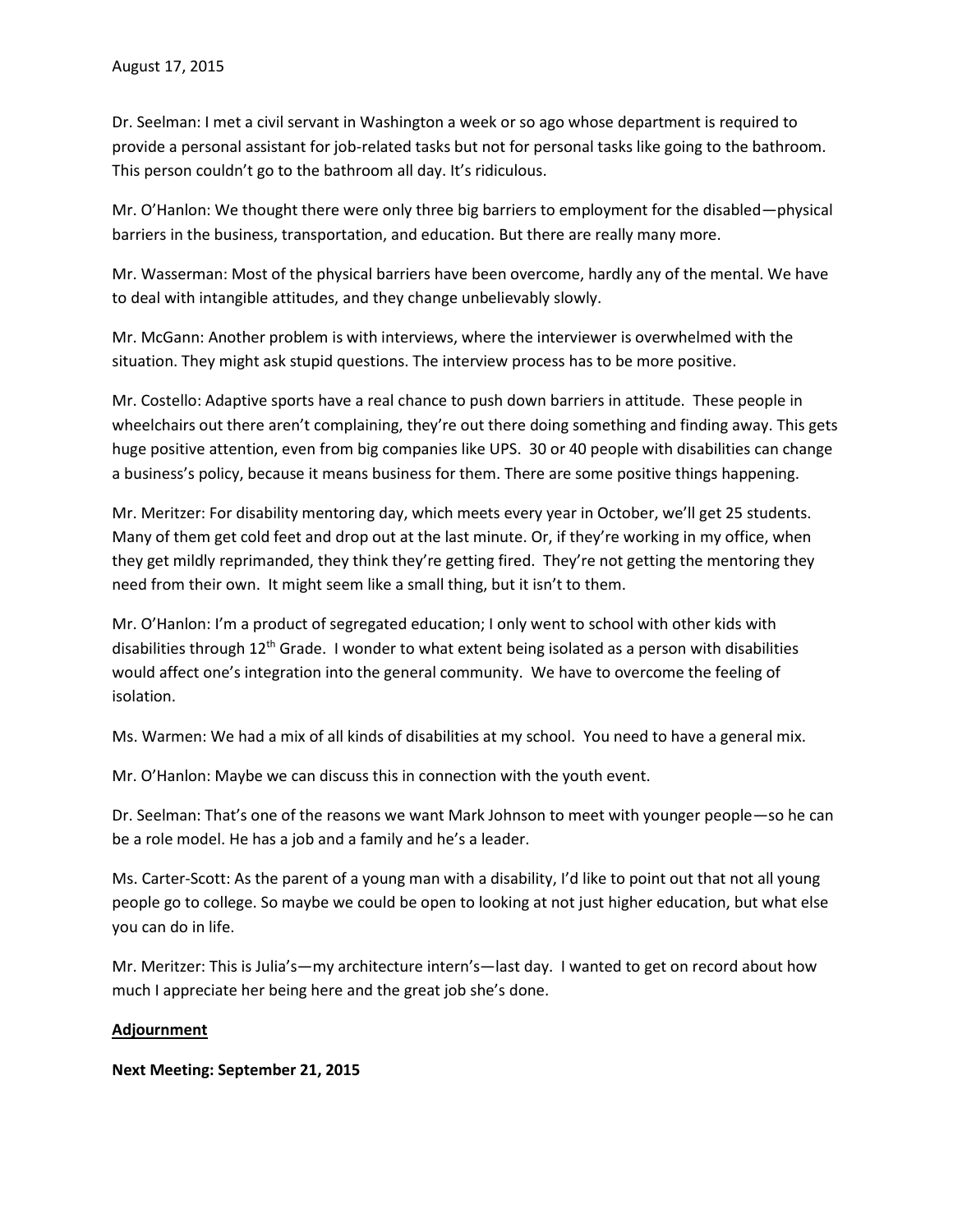Dr. Seelman: I met a civil servant in Washington a week or so ago whose department is required to provide a personal assistant for job-related tasks but not for personal tasks like going to the bathroom. This person couldn't go to the bathroom all day. It's ridiculous.

Mr. O'Hanlon: We thought there were only three big barriers to employment for the disabled—physical barriers in the business, transportation, and education. But there are really many more.

Mr. Wasserman: Most of the physical barriers have been overcome, hardly any of the mental. We have to deal with intangible attitudes, and they change unbelievably slowly.

Mr. McGann: Another problem is with interviews, where the interviewer is overwhelmed with the situation. They might ask stupid questions. The interview process has to be more positive.

Mr. Costello: Adaptive sports have a real chance to push down barriers in attitude. These people in wheelchairs out there aren't complaining, they're out there doing something and finding away. This gets huge positive attention, even from big companies like UPS. 30 or 40 people with disabilities can change a business's policy, because it means business for them. There are some positive things happening.

Mr. Meritzer: For disability mentoring day, which meets every year in October, we'll get 25 students. Many of them get cold feet and drop out at the last minute. Or, if they're working in my office, when they get mildly reprimanded, they think they're getting fired. They're not getting the mentoring they need from their own. It might seem like a small thing, but it isn't to them.

Mr. O'Hanlon: I'm a product of segregated education; I only went to school with other kids with disabilities through 12th Grade. I wonder to what extent being isolated as a person with disabilities would affect one's integration into the general community. We have to overcome the feeling of isolation.

Ms. Warmen: We had a mix of all kinds of disabilities at my school. You need to have a general mix.

Mr. O'Hanlon: Maybe we can discuss this in connection with the youth event.

Dr. Seelman: That's one of the reasons we want Mark Johnson to meet with younger people—so he can be a role model. He has a job and a family and he's a leader.

Ms. Carter-Scott: As the parent of a young man with a disability, I'd like to point out that not all young people go to college. So maybe we could be open to looking at not just higher education, but what else you can do in life.

Mr. Meritzer: This is Julia's—my architecture intern's—last day. I wanted to get on record about how much I appreciate her being here and the great job she's done.

**Adjournment**

**Next Meeting: September 21, 2015**